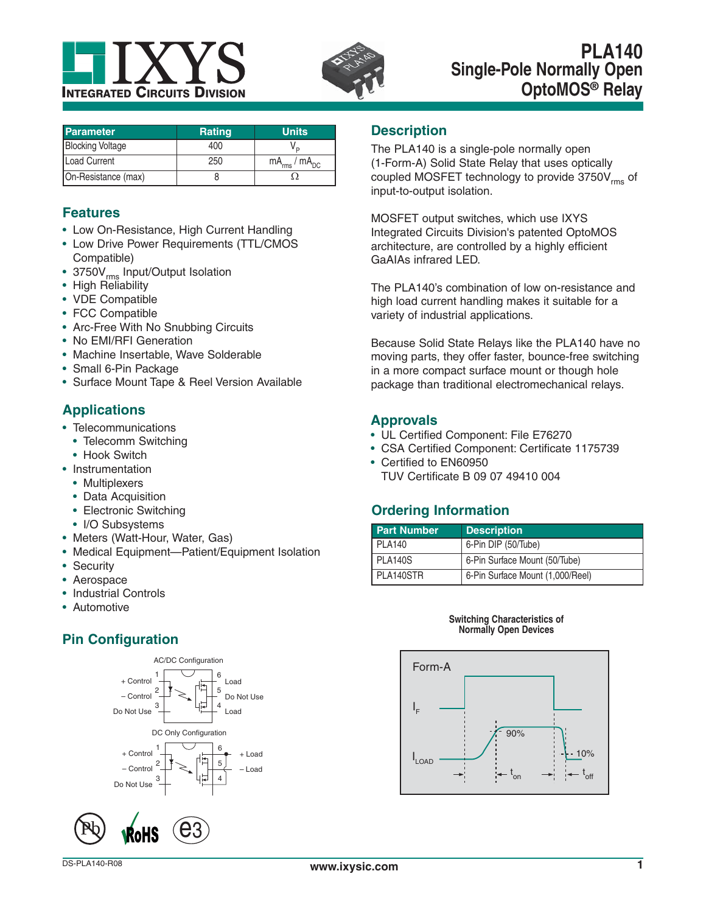# PLA140
## Single-Pole Normally Open OptoMOS® Relay

| Parameter | Rating | Units |
|---|---|---|
| Blocking Voltage | 400 | $V_P$ |
| Load Current | 250 | $mA_{rms}$ / $mA_{DC}$ |
| On-Resistance (max) | 8 | Ω |

## Features

- Low On-Resistance, High Current Handling
- Low Drive Power Requirements (TTL/CMOS Compatible)
- $3750V_{rms}$ Input/Output Isolation
- High Reliability
- VDE Compatible
- FCC Compatible
- Arc-Free With No Snubbing Circuits
- No EMI/RFI Generation
- Machine Insertable, Wave Solderable
- Small 6-Pin Package
- Surface Mount Tape & Reel Version Available

## Applications

- Telecommunications
  - Telecomm Switching
  - Hook Switch
- Instrumentation
  - Multiplexers
  - Data Acquisition
  - Electronic Switching
  - I/O Subsystems
- Meters (Watt-Hour, Water, Gas)
- Medical Equipment—Patient/Equipment Isolation
- Security
- Aerospace
- Industrial Controls
- Automotive

## Pin Configuration

AC/DC Configuration

| Pin | Function | Pin | Function |
|---|---|---|---|
| 1 | + Control | 6 | Load |
| 2 | – Control | 5 | Do Not Use |
| 3 | Do Not Use | 4 | Load |

DC Only Configuration

| Pin | Function | Pin | Function |
|---|---|---|---|
| 1 | + Control | 6 | + Load |
| 2 | – Control | 5 | – Load |
| 3 | Do Not Use | 4 | |

## Description

The PLA140 is a single-pole normally open (1-Form-A) Solid State Relay that uses optically coupled MOSFET technology to provide $3750V_{rms}$ of input-to-output isolation.

MOSFET output switches, which use IXYS Integrated Circuits Division's patented OptoMOS architecture, are controlled by a highly efficient GaAlAs infrared LED.

The PLA140's combination of low on-resistance and high load current handling makes it suitable for a variety of industrial applications.

Because Solid State Relays like the PLA140 have no moving parts, they offer faster, bounce-free switching in a more compact surface mount or though hole package than traditional electromechanical relays.

## Approvals

- UL Certified Component: File E76270
- CSA Certified Component: Certificate 1175739
- Certified to EN60950
  TUV Certificate B 09 07 49410 004

## Ordering Information

| Part Number | Description |
|---|---|
| PLA140 | 6-Pin DIP (50/Tube) |
| PLA140S | 6-Pin Surface Mount (50/Tube) |
| PLA140STR | 6-Pin Surface Mount (1,000/Reel) |

**Switching Characteristics of Normally Open Devices**

Form-A: $I_F$, $I_{LOAD}$, 90%, 10%, $t_{on}$, $t_{off}$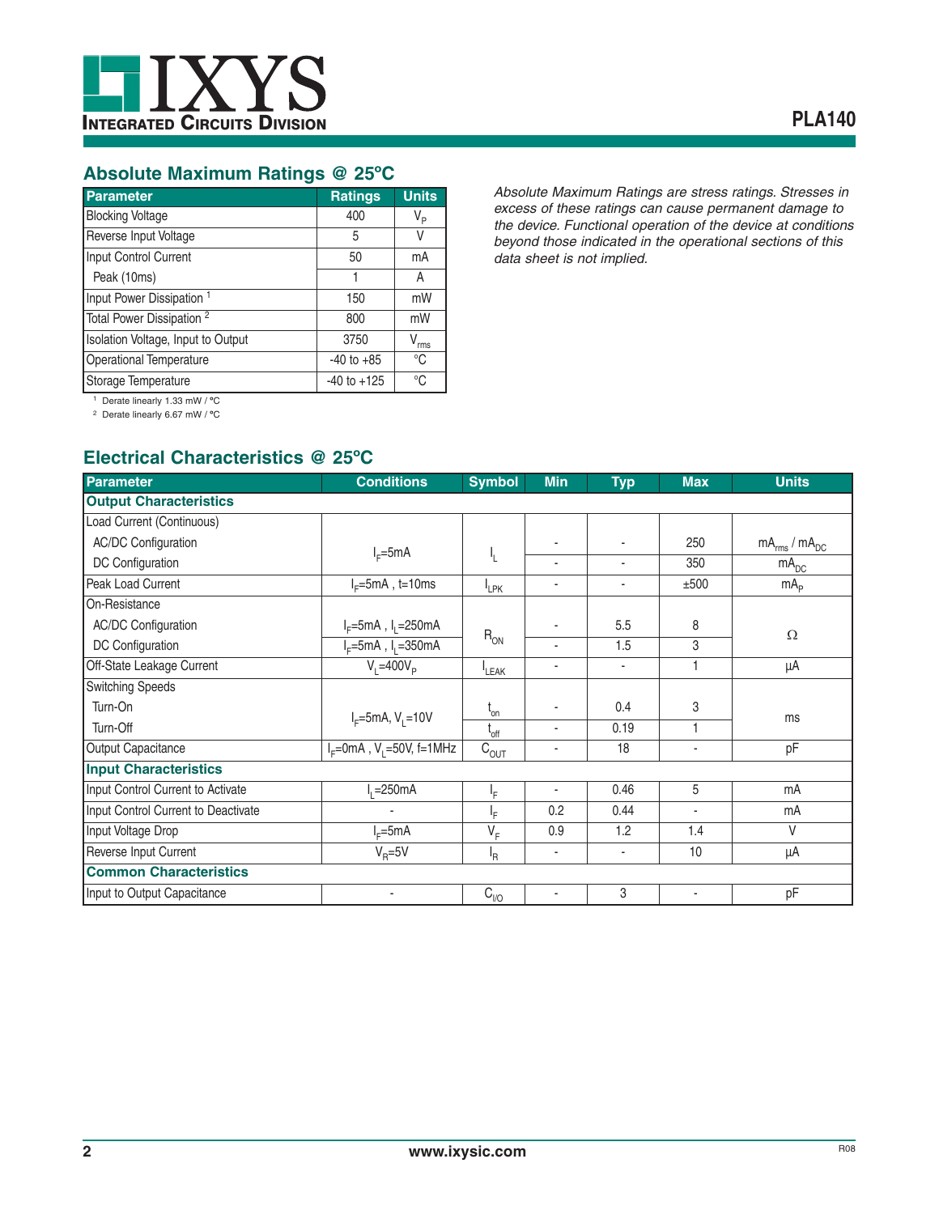## Absolute Maximum Ratings @ 25°C

| Parameter | Ratings | Units |
|---|---|---|
| Blocking Voltage | 400 | $V_P$ |
| Reverse Input Voltage | 5 | V |
| Input Control Current | 50 | mA |
| Peak (10ms) | 1 | A |
| Input Power Dissipation [1] | 150 | mW |
| Total Power Dissipation [2] | 800 | mW |
| Isolation Voltage, Input to Output | 3750 | $V_{rms}$ |
| Operational Temperature | -40 to +85 | °C |
| Storage Temperature | -40 to +125 | °C |

[1] Derate linearly 1.33 mW / °C

[2] Derate linearly 6.67 mW / °C

*Absolute Maximum Ratings are stress ratings. Stresses in excess of these ratings can cause permanent damage to the device. Functional operation of the device at conditions beyond those indicated in the operational sections of this data sheet is not implied.*

## Electrical Characteristics @ 25°C

| Parameter | Conditions | Symbol | Min | Typ | Max | Units |
|---|---|---|---|---|---|---|
| **Output Characteristics** | | | | | | |
| Load Current (Continuous) | | | | | | |
| AC/DC Configuration | $I_F$=5mA | $I_L$ | - | - | 250 | $mA_{rms}$ / $mA_{DC}$ |
| DC Configuration | | | - | - | 350 | $mA_{DC}$ |
| Peak Load Current | $I_F$=5mA , t=10ms | $I_{LPK}$ | - | - | ±500 | $mA_P$ |
| On-Resistance | | | | | | |
| AC/DC Configuration | $I_F$=5mA , $I_L$=250mA | $R_{ON}$ | - | 5.5 | 8 | Ω |
| DC Configuration | $I_F$=5mA , $I_L$=350mA | | - | 1.5 | 3 | |
| Off-State Leakage Current | $V_L$=400$V_P$ | $I_{LEAK}$ | - | - | 1 | µA |
| Switching Speeds | | | | | | |
| Turn-On | $I_F$=5mA, $V_L$=10V | $t_{on}$ | - | 0.4 | 3 | ms |
| Turn-Off | | $t_{off}$ | - | 0.19 | 1 | |
| Output Capacitance | $I_F$=0mA , $V_L$=50V, f=1MHz | $C_{OUT}$ | - | 18 | - | pF |
| **Input Characteristics** | | | | | | |
| Input Control Current to Activate | $I_L$=250mA | $I_F$ | - | 0.46 | 5 | mA |
| Input Control Current to Deactivate | - | $I_F$ | 0.2 | 0.44 | - | mA |
| Input Voltage Drop | $I_F$=5mA | $V_F$ | 0.9 | 1.2 | 1.4 | V |
| Reverse Input Current | $V_R$=5V | $I_R$ | - | - | 10 | µA |
| **Common Characteristics** | | | | | | |
| Input to Output Capacitance | - | $C_{I/O}$ | - | 3 | - | pF |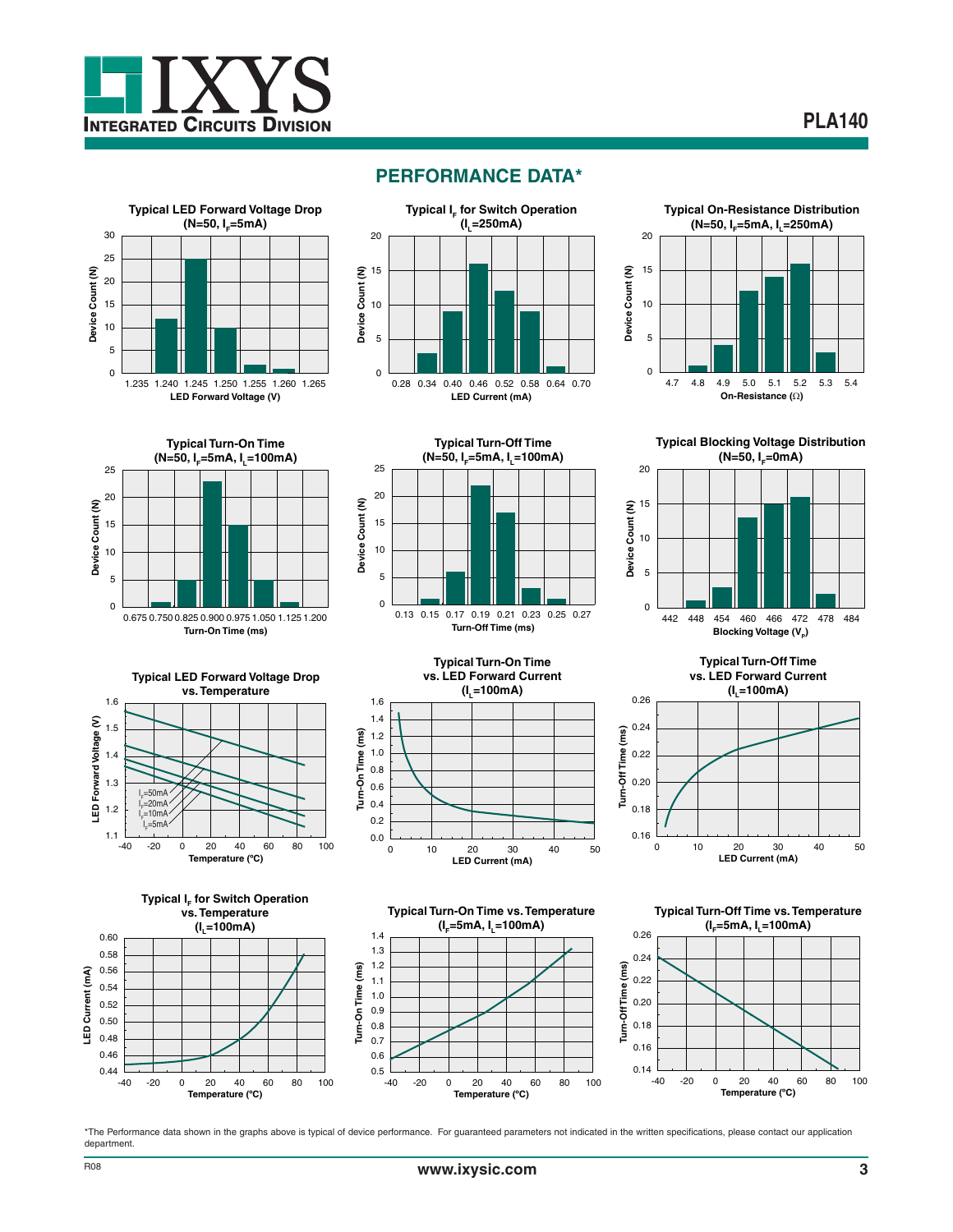## PERFORMANCE DATA*

**Typical LED Forward Voltage Drop (N=50, $I_F$=5mA)**

Device Count (N) vs. LED Forward Voltage (V): 1.235, 1.240, 1.245, 1.250, 1.255, 1.260, 1.265

**Typical $I_F$ for Switch Operation ($I_L$=250mA)**

Device Count (N) vs. LED Current (mA): 0.28, 0.34, 0.40, 0.46, 0.52, 0.58, 0.64, 0.70

**Typical On-Resistance Distribution (N=50, $I_F$=5mA, $I_L$=250mA)**

Device Count (N) vs. On-Resistance (Ω): 4.7, 4.8, 4.9, 5.0, 5.1, 5.2, 5.3, 5.4

**Typical Turn-On Time (N=50, $I_F$=5mA, $I_L$=100mA)**

Device Count (N) vs. Turn-On Time (ms): 0.675, 0.750, 0.825, 0.900, 0.975, 1.050, 1.125, 1.200

**Typical Turn-Off Time (N=50, $I_F$=5mA, $I_L$=100mA)**

Device Count (N) vs. Turn-Off Time (ms): 0.13, 0.15, 0.17, 0.19, 0.21, 0.23, 0.25, 0.27

**Typical Blocking Voltage Distribution (N=50, $I_F$=0mA)**

Device Count (N) vs. Blocking Voltage ($V_P$): 442, 448, 454, 460, 466, 472, 478, 484

**Typical LED Forward Voltage Drop vs. Temperature**

LED Forward Voltage (V) vs. Temperature (ºC); curves: $I_F$=50mA, $I_F$=20mA, $I_F$=10mA, $I_F$=5mA

**Typical Turn-On Time vs. LED Forward Current ($I_L$=100mA)**

Turn-On Time (ms) vs. LED Current (mA)

**Typical Turn-Off Time vs. LED Forward Current ($I_L$=100mA)**

Turn-Off Time (ms) vs. LED Current (mA)

**Typical $I_F$ for Switch Operation vs. Temperature ($I_L$=100mA)**

LED Current (mA) vs. Temperature (ºC)

**Typical Turn-On Time vs. Temperature ($I_F$=5mA, $I_L$=100mA)**

Turn-On Time (ms) vs. Temperature (ºC)

**Typical Turn-Off Time vs. Temperature ($I_F$=5mA, $I_L$=100mA)**

Turn-Off Time (ms) vs. Temperature (ºC)

*The Performance data shown in the graphs above is typical of device performance. For guaranteed parameters not indicated in the written specifications, please contact our application department.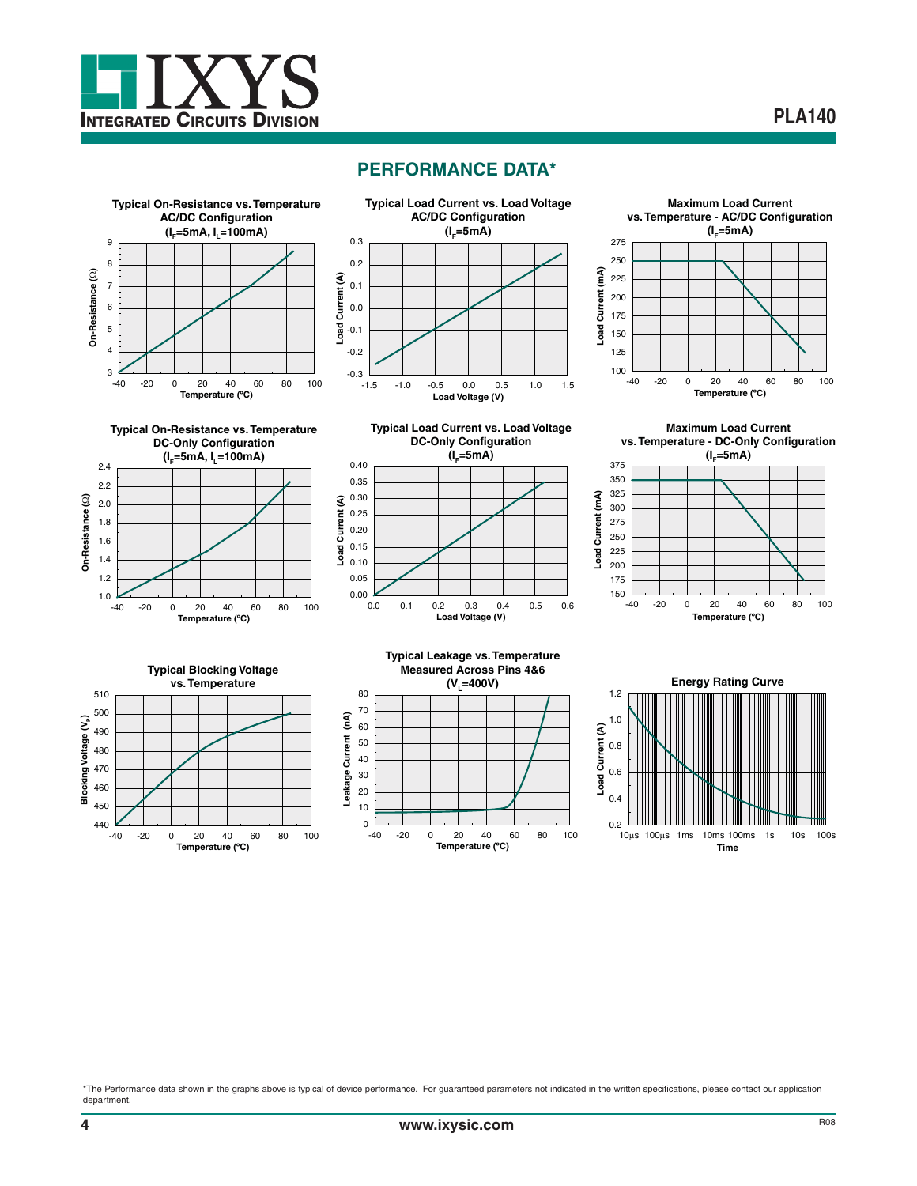## PERFORMANCE DATA*

**Typical On-Resistance vs. Temperature AC/DC Configuration ($I_F$=5mA, $I_L$=100mA)**

**Typical Load Current vs. Load Voltage AC/DC Configuration ($I_F$=5mA)**

**Maximum Load Current vs. Temperature - AC/DC Configuration ($I_F$=5mA)**

**Typical On-Resistance vs. Temperature DC-Only Configuration ($I_F$=5mA, $I_L$=100mA)**

**Typical Load Current vs. Load Voltage DC-Only Configuration ($I_F$=5mA)**

**Maximum Load Current vs. Temperature - DC-Only Configuration ($I_F$=5mA)**

**Typical Blocking Voltage vs. Temperature**

**Typical Leakage vs. Temperature Measured Across Pins 4&6 ($V_L$=400V)**

**Energy Rating Curve**

*The Performance data shown in the graphs above is typical of device performance. For guaranteed parameters not indicated in the written specifications, please contact our application department.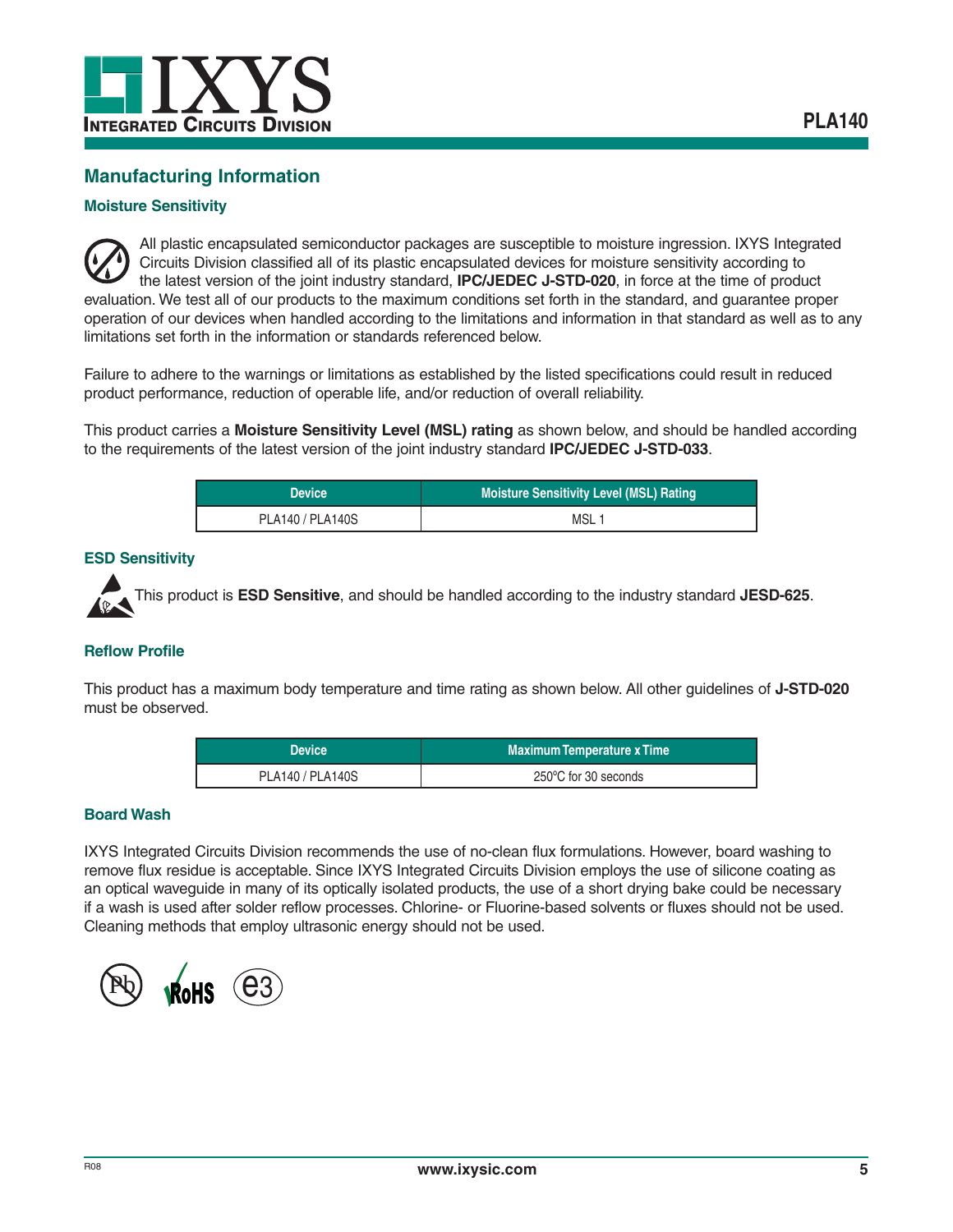## Manufacturing Information

### Moisture Sensitivity

All plastic encapsulated semiconductor packages are susceptible to moisture ingression. IXYS Integrated Circuits Division classified all of its plastic encapsulated devices for moisture sensitivity according to the latest version of the joint industry standard, **IPC/JEDEC J-STD-020**, in force at the time of product evaluation. We test all of our products to the maximum conditions set forth in the standard, and guarantee proper operation of our devices when handled according to the limitations and information in that standard as well as to any limitations set forth in the information or standards referenced below.

Failure to adhere to the warnings or limitations as established by the listed specifications could result in reduced product performance, reduction of operable life, and/or reduction of overall reliability.

This product carries a **Moisture Sensitivity Level (MSL) rating** as shown below, and should be handled according to the requirements of the latest version of the joint industry standard **IPC/JEDEC J-STD-033**.

| Device | Moisture Sensitivity Level (MSL) Rating |
|---|---|
| PLA140 / PLA140S | MSL 1 |

### ESD Sensitivity

This product is **ESD Sensitive**, and should be handled according to the industry standard **JESD-625**.

### Reflow Profile

This product has a maximum body temperature and time rating as shown below. All other guidelines of **J-STD-020** must be observed.

| Device | Maximum Temperature x Time |
|---|---|
| PLA140 / PLA140S | 250°C for 30 seconds |

### Board Wash

IXYS Integrated Circuits Division recommends the use of no-clean flux formulations. However, board washing to remove flux residue is acceptable. Since IXYS Integrated Circuits Division employs the use of silicone coating as an optical waveguide in many of its optically isolated products, the use of a short drying bake could be necessary if a wash is used after solder reflow processes. Chlorine- or Fluorine-based solvents or fluxes should not be used. Cleaning methods that employ ultrasonic energy should not be used.

Pb RoHS e3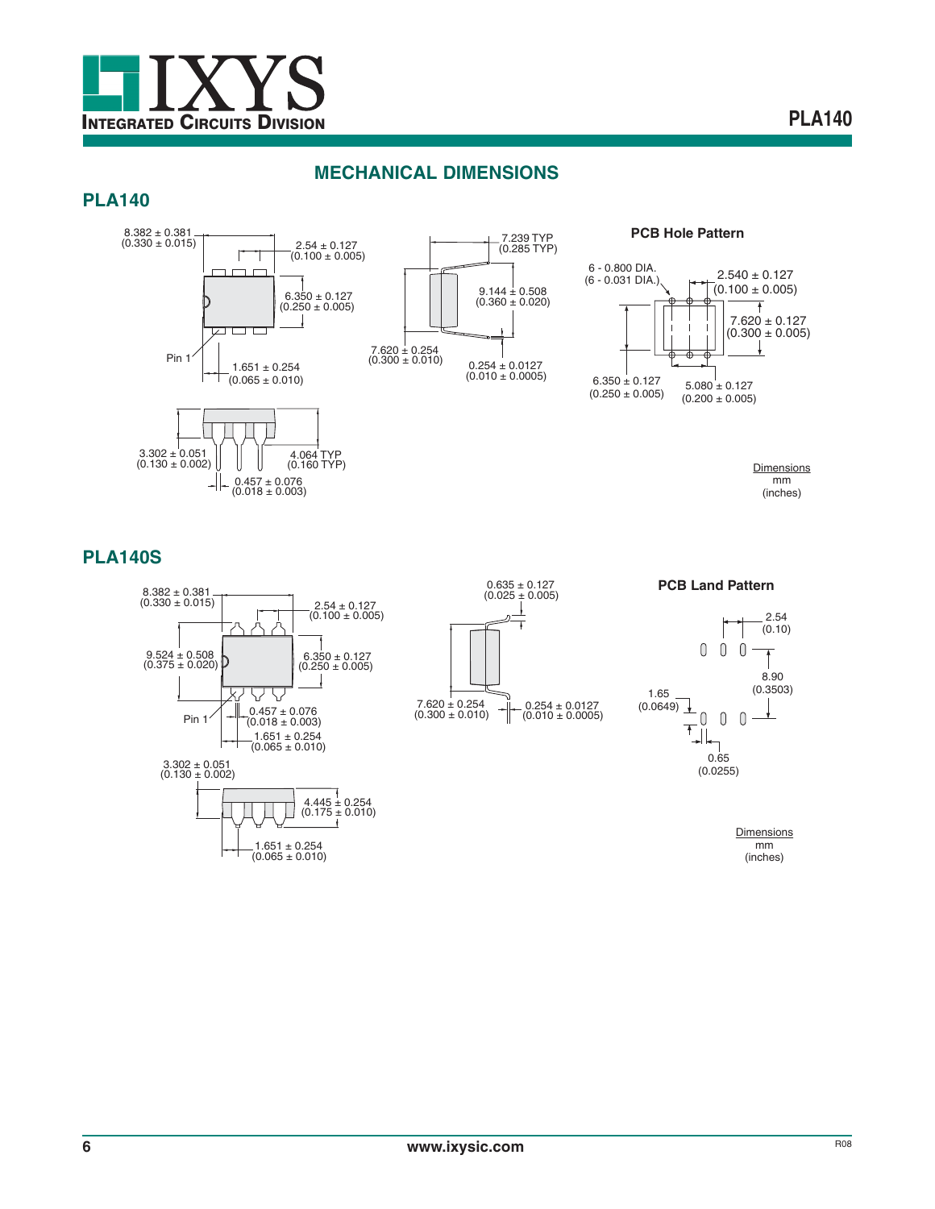## MECHANICAL DIMENSIONS

### PLA140

8.382 ± 0.381
(0.330 ± 0.015)

2.54 ± 0.127
(0.100 ± 0.005)

6.350 ± 0.127
(0.250 ± 0.005)

Pin 1

1.651 ± 0.254
(0.065 ± 0.010)

3.302 ± 0.051
(0.130 ± 0.002)

4.064 TYP
(0.160 TYP)

0.457 ± 0.076
(0.018 ± 0.003)

7.239 TYP
(0.285 TYP)

9.144 ± 0.508
(0.360 ± 0.020)

7.620 ± 0.254
(0.300 ± 0.010)

0.254 ± 0.0127
(0.010 ± 0.0005)

**PCB Hole Pattern**

6 - 0.800 DIA.
(6 - 0.031 DIA.)

2.540 ± 0.127
(0.100 ± 0.005)

7.620 ± 0.127
(0.300 ± 0.005)

6.350 ± 0.127
(0.250 ± 0.005)

5.080 ± 0.127
(0.200 ± 0.005)

Dimensions
mm
(inches)

### PLA140S

8.382 ± 0.381
(0.330 ± 0.015)

2.54 ± 0.127
(0.100 ± 0.005)

9.524 ± 0.508
(0.375 ± 0.020)

6.350 ± 0.127
(0.250 ± 0.005)

Pin 1

0.457 ± 0.076
(0.018 ± 0.003)

1.651 ± 0.254
(0.065 ± 0.010)

3.302 ± 0.051
(0.130 ± 0.002)

4.445 ± 0.254
(0.175 ± 0.010)

1.651 ± 0.254
(0.065 ± 0.010)

0.635 ± 0.127
(0.025 ± 0.005)

7.620 ± 0.254
(0.300 ± 0.010)

0.254 ± 0.0127
(0.010 ± 0.0005)

**PCB Land Pattern**

2.54
(0.10)

8.90
(0.3503)

1.65
(0.0649)

0.65
(0.0255)

Dimensions
mm
(inches)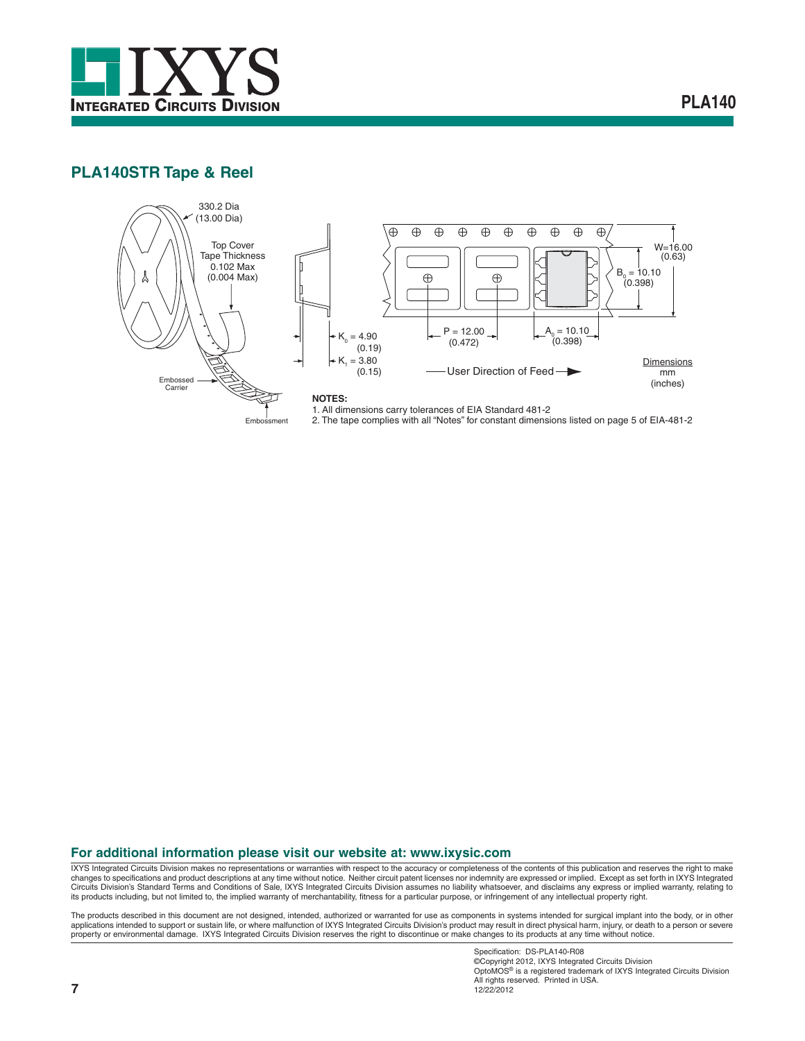## PLA140STR Tape & Reel

330.2 Dia
(13.00 Dia)

Top Cover
Tape Thickness
0.102 Max
(0.004 Max)

Embossed Carrier

Embossment

$K_0$ = 4.90
(0.19)

$K_1$ = 3.80
(0.15)

P = 12.00
(0.472)

$A_0$ = 10.10
(0.398)

W=16.00
(0.63)

$B_0$ = 10.10
(0.398)

User Direction of Feed

Dimensions
mm
(inches)

**NOTES:**

1. All dimensions carry tolerances of EIA Standard 481-2
2. The tape complies with all "Notes" for constant dimensions listed on page 5 of EIA-481-2

### For additional information please visit our website at: www.ixysic.com

IXYS Integrated Circuits Division makes no representations or warranties with respect to the accuracy or completeness of the contents of this publication and reserves the right to make changes to specifications and product descriptions at any time without notice. Neither circuit patent licenses nor indemnity are expressed or implied. Except as set forth in IXYS Integrated Circuits Division's Standard Terms and Conditions of Sale, IXYS Integrated Circuits Division assumes no liability whatsoever, and disclaims any express or implied warranty, relating to its products including, but not limited to, the implied warranty of merchantability, fitness for a particular purpose, or infringement of any intellectual property right.

The products described in this document are not designed, intended, authorized or warranted for use as components in systems intended for surgical implant into the body, or in other applications intended to support or sustain life, or where malfunction of IXYS Integrated Circuits Division's product may result in direct physical harm, injury, or death to a person or severe property or environmental damage. IXYS Integrated Circuits Division reserves the right to discontinue or make changes to its products at any time without notice.

Specification: DS-PLA140-R08
©Copyright 2012, IXYS Integrated Circuits Division
OptoMOS® is a registered trademark of IXYS Integrated Circuits Division
All rights reserved. Printed in USA.
12/22/2012